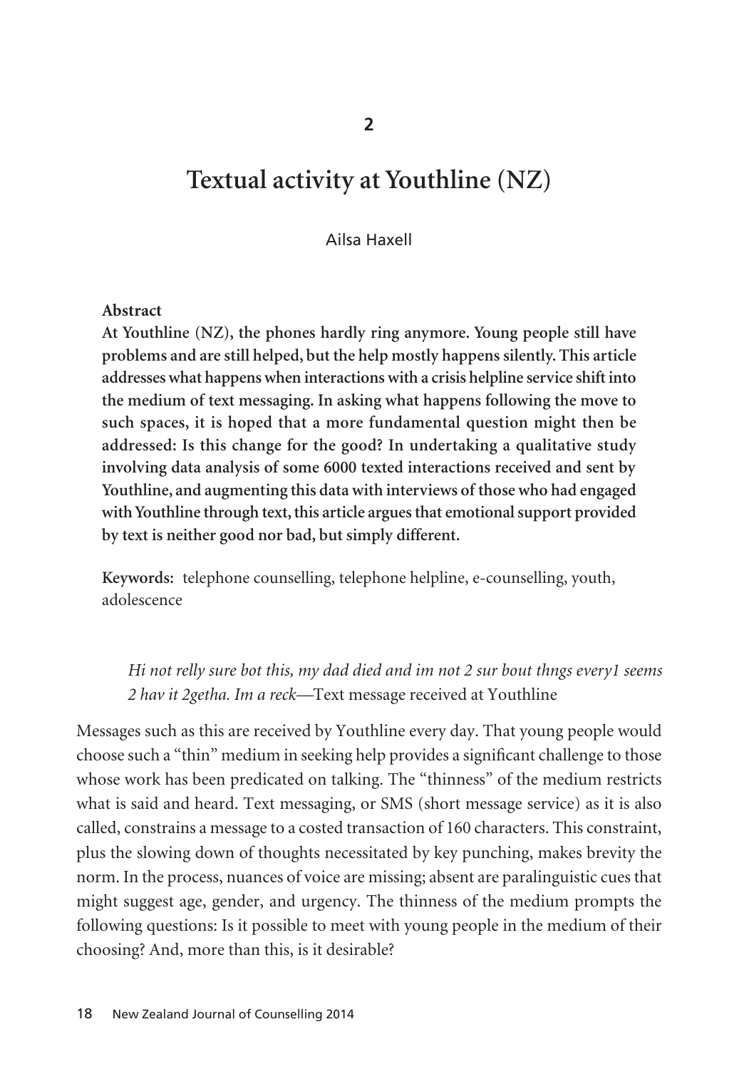2

# Textual activity at Youthline (NZ)

Ailsa Haxell

**Abstract**

**At Youthline (NZ), the phones hardly ring anymore. Young people still have problems and are still helped, but the help mostly happens silently. This article addresses what happens when interactions with a crisis helpline service shift into the medium of text messaging. In asking what happens following the move to such spaces, it is hoped that a more fundamental question might then be addressed: Is this change for the good? In undertaking a qualitative study involving data analysis of some 6000 texted interactions received and sent by Youthline, and augmenting this data with interviews of those who had engaged with Youthline through text, this article argues that emotional support provided by text is neither good nor bad, but simply different.**

**Keywords:** telephone counselling, telephone helpline, e-counselling, youth, adolescence

> *Hi not relly sure bot this, my dad died and im not 2 sur bout thngs every1 seems 2 hav it 2getha. Im a reck*—Text message received at Youthline

Messages such as this are received by Youthline every day. That young people would choose such a "thin" medium in seeking help provides a significant challenge to those whose work has been predicated on talking. The "thinness" of the medium restricts what is said and heard. Text messaging, or SMS (short message service) as it is also called, constrains a message to a costed transaction of 160 characters. This constraint, plus the slowing down of thoughts necessitated by key punching, makes brevity the norm. In the process, nuances of voice are missing; absent are paralinguistic cues that might suggest age, gender, and urgency. The thinness of the medium prompts the following questions: Is it possible to meet with young people in the medium of their choosing? And, more than this, is it desirable?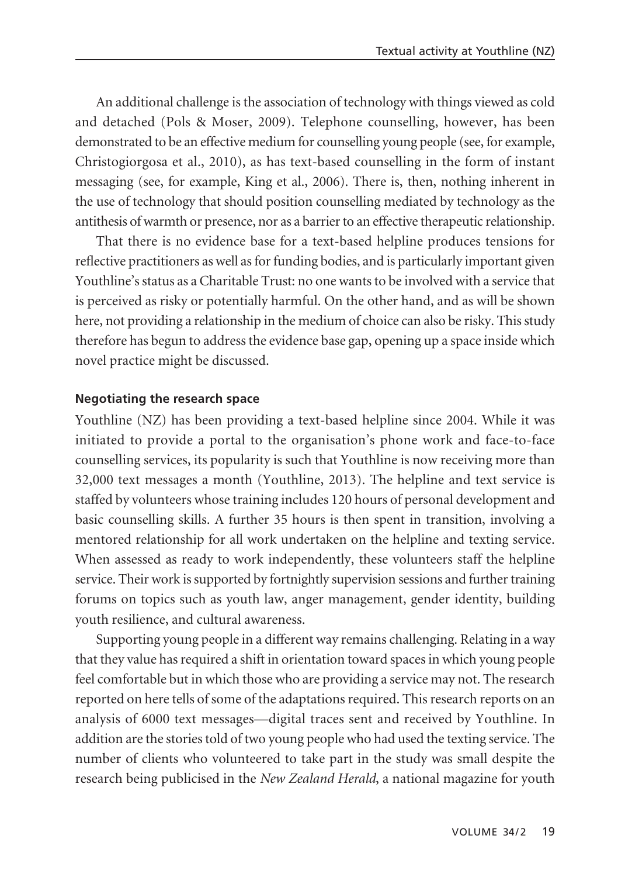An additional challenge is the association of technology with things viewed as cold and detached (Pols & Moser, 2009). Telephone counselling, however, has been demonstrated to be an effective medium for counselling young people (see, for example, Christogiorgosa et al., 2010), as has text-based counselling in the form of instant messaging (see, for example, King et al., 2006). There is, then, nothing inherent in the use of technology that should position counselling mediated by technology as the antithesis of warmth or presence, nor as a barrier to an effective therapeutic relationship.

That there is no evidence base for a text-based helpline produces tensions for reflective practitioners as well as for funding bodies, and is particularly important given Youthline's status as a Charitable Trust: no one wants to be involved with a service that is perceived as risky or potentially harmful. On the other hand, and as will be shown here, not providing a relationship in the medium of choice can also be risky. This study therefore has begun to address the evidence base gap, opening up a space inside which novel practice might be discussed.

### Negotiating the research space

Youthline (NZ) has been providing a text-based helpline since 2004. While it was initiated to provide a portal to the organisation's phone work and face-to-face counselling services, its popularity is such that Youthline is now receiving more than 32,000 text messages a month (Youthline, 2013). The helpline and text service is staffed by volunteers whose training includes 120 hours of personal development and basic counselling skills. A further 35 hours is then spent in transition, involving a mentored relationship for all work undertaken on the helpline and texting service. When assessed as ready to work independently, these volunteers staff the helpline service. Their work is supported by fortnightly supervision sessions and further training forums on topics such as youth law, anger management, gender identity, building youth resilience, and cultural awareness.

Supporting young people in a different way remains challenging. Relating in a way that they value has required a shift in orientation toward spaces in which young people feel comfortable but in which those who are providing a service may not. The research reported on here tells of some of the adaptations required. This research reports on an analysis of 6000 text messages—digital traces sent and received by Youthline. In addition are the stories told of two young people who had used the texting service. The number of clients who volunteered to take part in the study was small despite the research being publicised in the *New Zealand Herald*, a national magazine for youth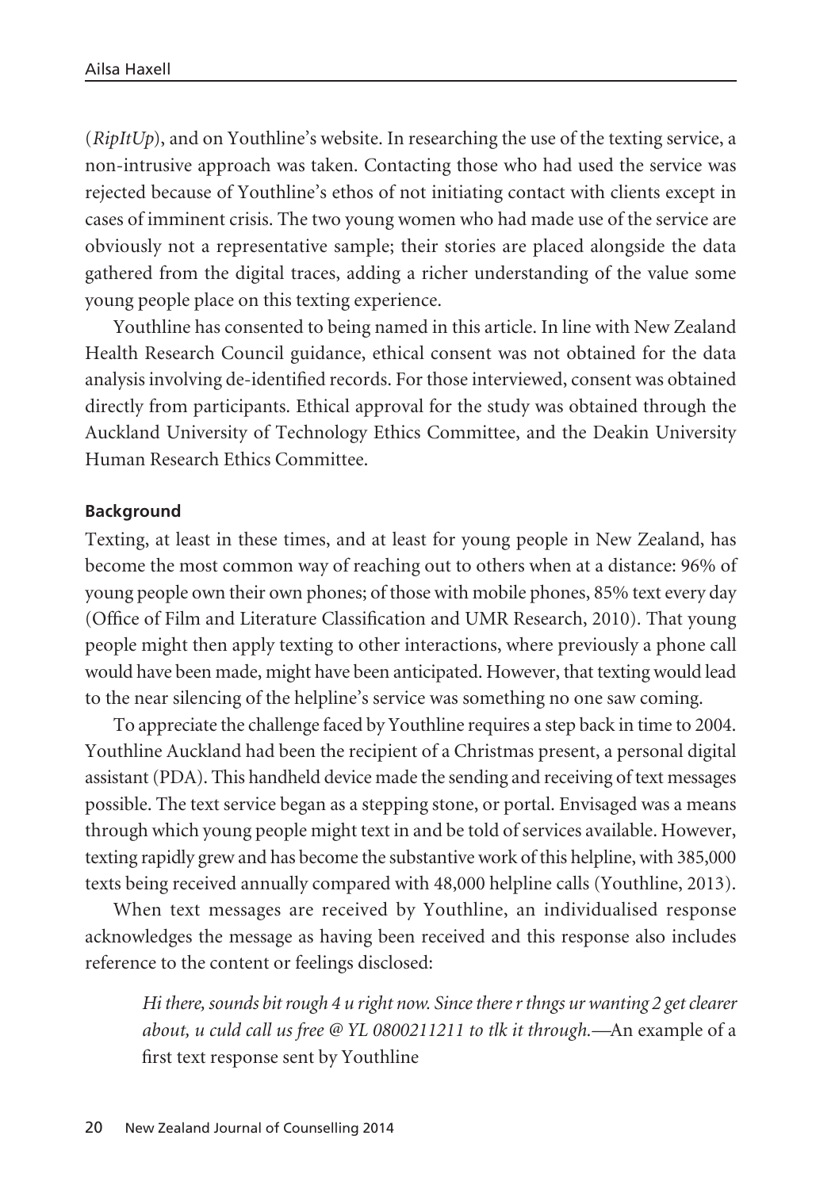(*RipItUp*), and on Youthline's website. In researching the use of the texting service, a non-intrusive approach was taken. Contacting those who had used the service was rejected because of Youthline's ethos of not initiating contact with clients except in cases of imminent crisis. The two young women who had made use of the service are obviously not a representative sample; their stories are placed alongside the data gathered from the digital traces, adding a richer understanding of the value some young people place on this texting experience.

Youthline has consented to being named in this article. In line with New Zealand Health Research Council guidance, ethical consent was not obtained for the data analysis involving de-identified records. For those interviewed, consent was obtained directly from participants. Ethical approval for the study was obtained through the Auckland University of Technology Ethics Committee, and the Deakin University Human Research Ethics Committee.

## Background

Texting, at least in these times, and at least for young people in New Zealand, has become the most common way of reaching out to others when at a distance: 96% of young people own their own phones; of those with mobile phones, 85% text every day (Office of Film and Literature Classification and UMR Research, 2010). That young people might then apply texting to other interactions, where previously a phone call would have been made, might have been anticipated. However, that texting would lead to the near silencing of the helpline's service was something no one saw coming.

To appreciate the challenge faced by Youthline requires a step back in time to 2004. Youthline Auckland had been the recipient of a Christmas present, a personal digital assistant (PDA). This handheld device made the sending and receiving of text messages possible. The text service began as a stepping stone, or portal. Envisaged was a means through which young people might text in and be told of services available. However, texting rapidly grew and has become the substantive work of this helpline, with 385,000 texts being received annually compared with 48,000 helpline calls (Youthline, 2013).

When text messages are received by Youthline, an individualised response acknowledges the message as having been received and this response also includes reference to the content or feelings disclosed:

> *Hi there, sounds bit rough 4 u right now. Since there r thngs ur wanting 2 get clearer about, u culd call us free @ YL 0800211211 to tlk it through.*—An example of a first text response sent by Youthline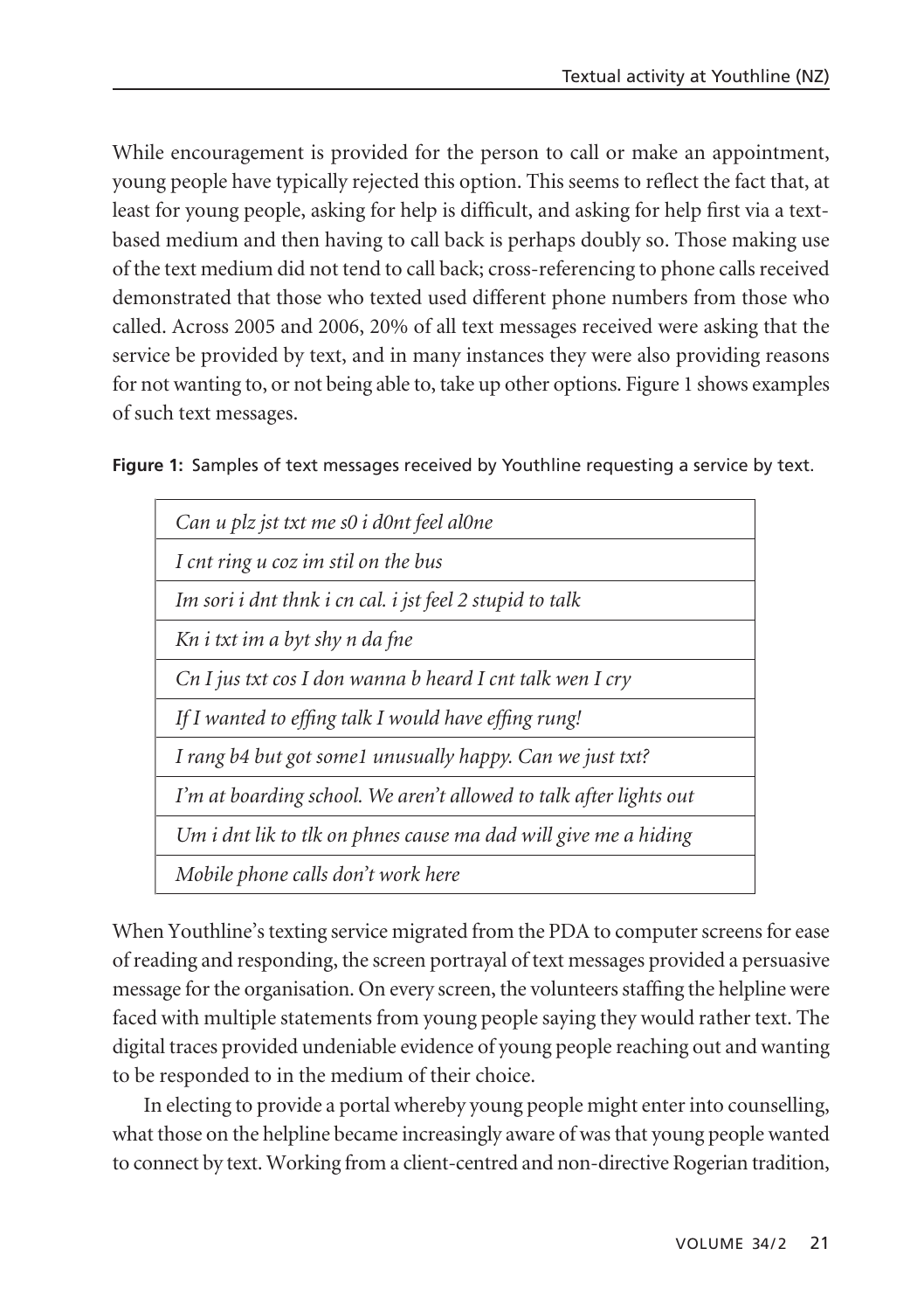While encouragement is provided for the person to call or make an appointment, young people have typically rejected this option. This seems to reflect the fact that, at least for young people, asking for help is difficult, and asking for help first via a text-based medium and then having to call back is perhaps doubly so. Those making use of the text medium did not tend to call back; cross-referencing to phone calls received demonstrated that those who texted used different phone numbers from those who called. Across 2005 and 2006, 20% of all text messages received were asking that the service be provided by text, and in many instances they were also providing reasons for not wanting to, or not being able to, take up other options. Figure 1 shows examples of such text messages.

**Figure 1:** Samples of text messages received by Youthline requesting a service by text.

| |
|---|
| *Can u plz jst txt me s0 i d0nt feel al0ne* |
| *I cnt ring u coz im stil on the bus* |
| *Im sori i dnt thnk i cn cal. i jst feel 2 stupid to talk* |
| *Kn i txt im a byt shy n da fne* |
| *Cn I jus txt cos I don wanna b heard I cnt talk wen I cry* |
| *If I wanted to effing talk I would have effing rung!* |
| *I rang b4 but got some1 unusually happy. Can we just txt?* |
| *I'm at boarding school. We aren't allowed to talk after lights out* |
| *Um i dnt lik to tlk on phnes cause ma dad will give me a hiding* |
| *Mobile phone calls don't work here* |

When Youthline's texting service migrated from the PDA to computer screens for ease of reading and responding, the screen portrayal of text messages provided a persuasive message for the organisation. On every screen, the volunteers staffing the helpline were faced with multiple statements from young people saying they would rather text. The digital traces provided undeniable evidence of young people reaching out and wanting to be responded to in the medium of their choice.

In electing to provide a portal whereby young people might enter into counselling, what those on the helpline became increasingly aware of was that young people wanted to connect by text. Working from a client-centred and non-directive Rogerian tradition,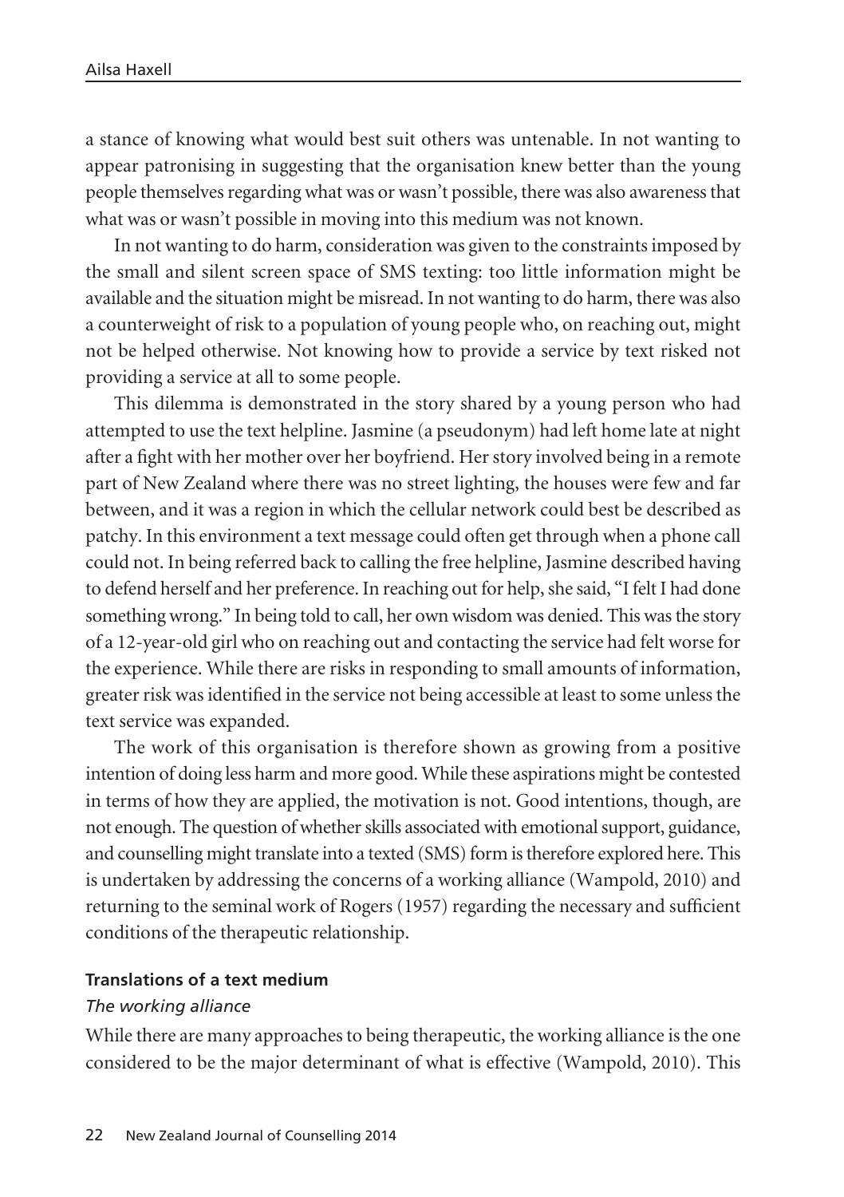a stance of knowing what would best suit others was untenable. In not wanting to appear patronising in suggesting that the organisation knew better than the young people themselves regarding what was or wasn't possible, there was also awareness that what was or wasn't possible in moving into this medium was not known.

In not wanting to do harm, consideration was given to the constraints imposed by the small and silent screen space of SMS texting: too little information might be available and the situation might be misread. In not wanting to do harm, there was also a counterweight of risk to a population of young people who, on reaching out, might not be helped otherwise. Not knowing how to provide a service by text risked not providing a service at all to some people.

This dilemma is demonstrated in the story shared by a young person who had attempted to use the text helpline. Jasmine (a pseudonym) had left home late at night after a fight with her mother over her boyfriend. Her story involved being in a remote part of New Zealand where there was no street lighting, the houses were few and far between, and it was a region in which the cellular network could best be described as patchy. In this environment a text message could often get through when a phone call could not. In being referred back to calling the free helpline, Jasmine described having to defend herself and her preference. In reaching out for help, she said, "I felt I had done something wrong." In being told to call, her own wisdom was denied. This was the story of a 12-year-old girl who on reaching out and contacting the service had felt worse for the experience. While there are risks in responding to small amounts of information, greater risk was identified in the service not being accessible at least to some unless the text service was expanded.

The work of this organisation is therefore shown as growing from a positive intention of doing less harm and more good. While these aspirations might be contested in terms of how they are applied, the motivation is not. Good intentions, though, are not enough. The question of whether skills associated with emotional support, guidance, and counselling might translate into a texted (SMS) form is therefore explored here. This is undertaken by addressing the concerns of a working alliance (Wampold, 2010) and returning to the seminal work of Rogers (1957) regarding the necessary and sufficient conditions of the therapeutic relationship.

### Translations of a text medium

#### *The working alliance*

While there are many approaches to being therapeutic, the working alliance is the one considered to be the major determinant of what is effective (Wampold, 2010). This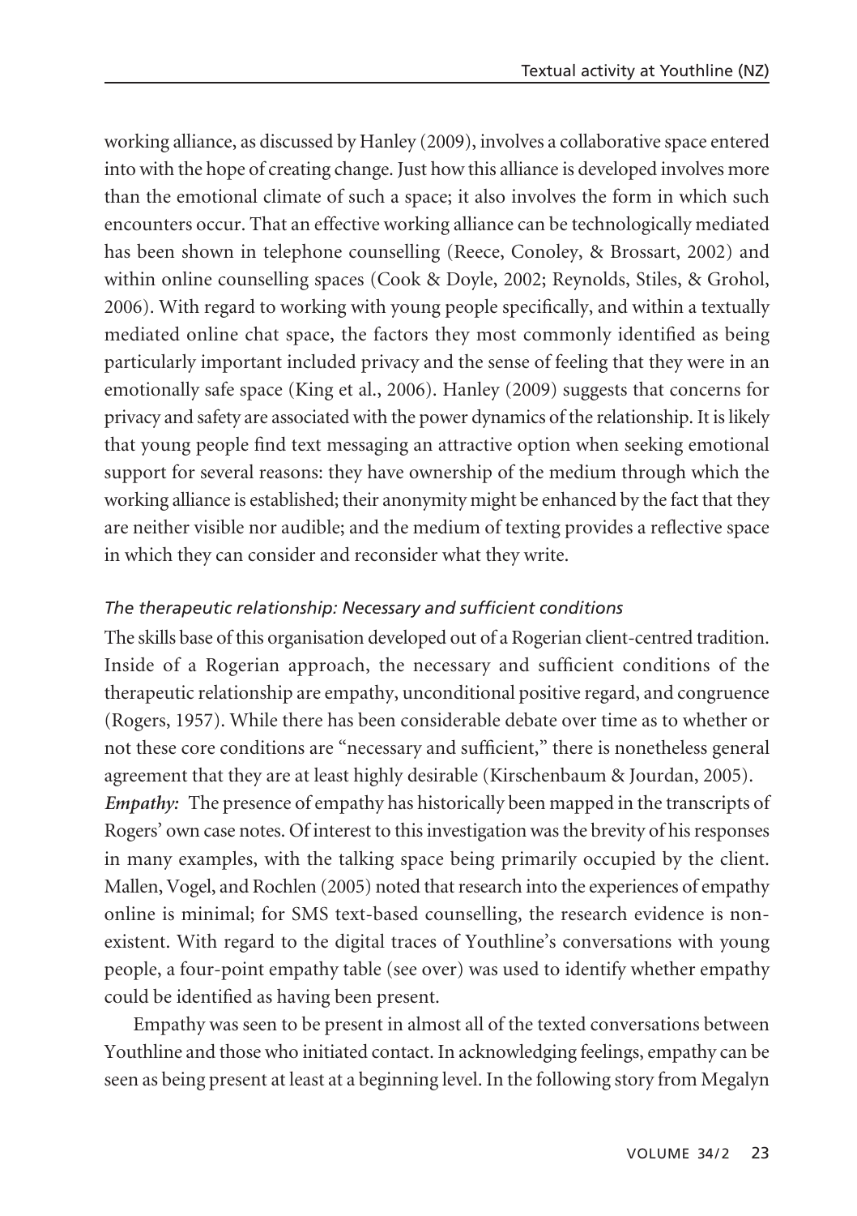working alliance, as discussed by Hanley (2009), involves a collaborative space entered into with the hope of creating change. Just how this alliance is developed involves more than the emotional climate of such a space; it also involves the form in which such encounters occur. That an effective working alliance can be technologically mediated has been shown in telephone counselling (Reece, Conoley, & Brossart, 2002) and within online counselling spaces (Cook & Doyle, 2002; Reynolds, Stiles, & Grohol, 2006). With regard to working with young people specifically, and within a textually mediated online chat space, the factors they most commonly identified as being particularly important included privacy and the sense of feeling that they were in an emotionally safe space (King et al., 2006). Hanley (2009) suggests that concerns for privacy and safety are associated with the power dynamics of the relationship. It is likely that young people find text messaging an attractive option when seeking emotional support for several reasons: they have ownership of the medium through which the working alliance is established; their anonymity might be enhanced by the fact that they are neither visible nor audible; and the medium of texting provides a reflective space in which they can consider and reconsider what they write.

### *The therapeutic relationship: Necessary and sufficient conditions*

The skills base of this organisation developed out of a Rogerian client-centred tradition. Inside of a Rogerian approach, the necessary and sufficient conditions of the therapeutic relationship are empathy, unconditional positive regard, and congruence (Rogers, 1957). While there has been considerable debate over time as to whether or not these core conditions are "necessary and sufficient," there is nonetheless general agreement that they are at least highly desirable (Kirschenbaum & Jourdan, 2005).

***Empathy:*** The presence of empathy has historically been mapped in the transcripts of Rogers' own case notes. Of interest to this investigation was the brevity of his responses in many examples, with the talking space being primarily occupied by the client. Mallen, Vogel, and Rochlen (2005) noted that research into the experiences of empathy online is minimal; for SMS text-based counselling, the research evidence is non-existent. With regard to the digital traces of Youthline's conversations with young people, a four-point empathy table (see over) was used to identify whether empathy could be identified as having been present.

Empathy was seen to be present in almost all of the texted conversations between Youthline and those who initiated contact. In acknowledging feelings, empathy can be seen as being present at least at a beginning level. In the following story from Megalyn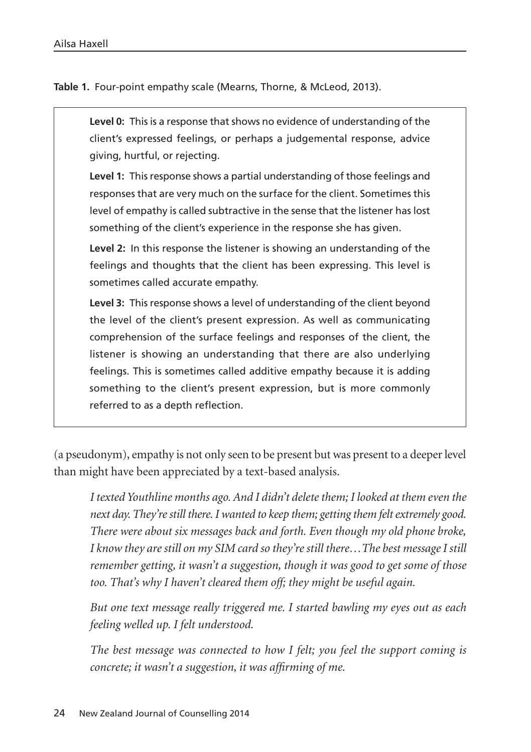**Table 1.** Four-point empathy scale (Mearns, Thorne, & McLeod, 2013).

> **Level 0:** This is a response that shows no evidence of understanding of the client's expressed feelings, or perhaps a judgemental response, advice giving, hurtful, or rejecting.
>
> **Level 1:** This response shows a partial understanding of those feelings and responses that are very much on the surface for the client. Sometimes this level of empathy is called subtractive in the sense that the listener has lost something of the client's experience in the response she has given.
>
> **Level 2:** In this response the listener is showing an understanding of the feelings and thoughts that the client has been expressing. This level is sometimes called accurate empathy.
>
> **Level 3:** This response shows a level of understanding of the client beyond the level of the client's present expression. As well as communicating comprehension of the surface feelings and responses of the client, the listener is showing an understanding that there are also underlying feelings. This is sometimes called additive empathy because it is adding something to the client's present expression, but is more commonly referred to as a depth reflection.

(a pseudonym), empathy is not only seen to be present but was present to a deeper level than might have been appreciated by a text-based analysis.

> *I texted Youthline months ago. And I didn't delete them; I looked at them even the next day. They're still there. I wanted to keep them; getting them felt extremely good. There were about six messages back and forth. Even though my old phone broke, I know they are still on my SIM card so they're still there…The best message I still remember getting, it wasn't a suggestion, though it was good to get some of those too. That's why I haven't cleared them off; they might be useful again.*
>
> *But one text message really triggered me. I started bawling my eyes out as each feeling welled up. I felt understood.*
>
> *The best message was connected to how I felt; you feel the support coming is concrete; it wasn't a suggestion, it was affirming of me.*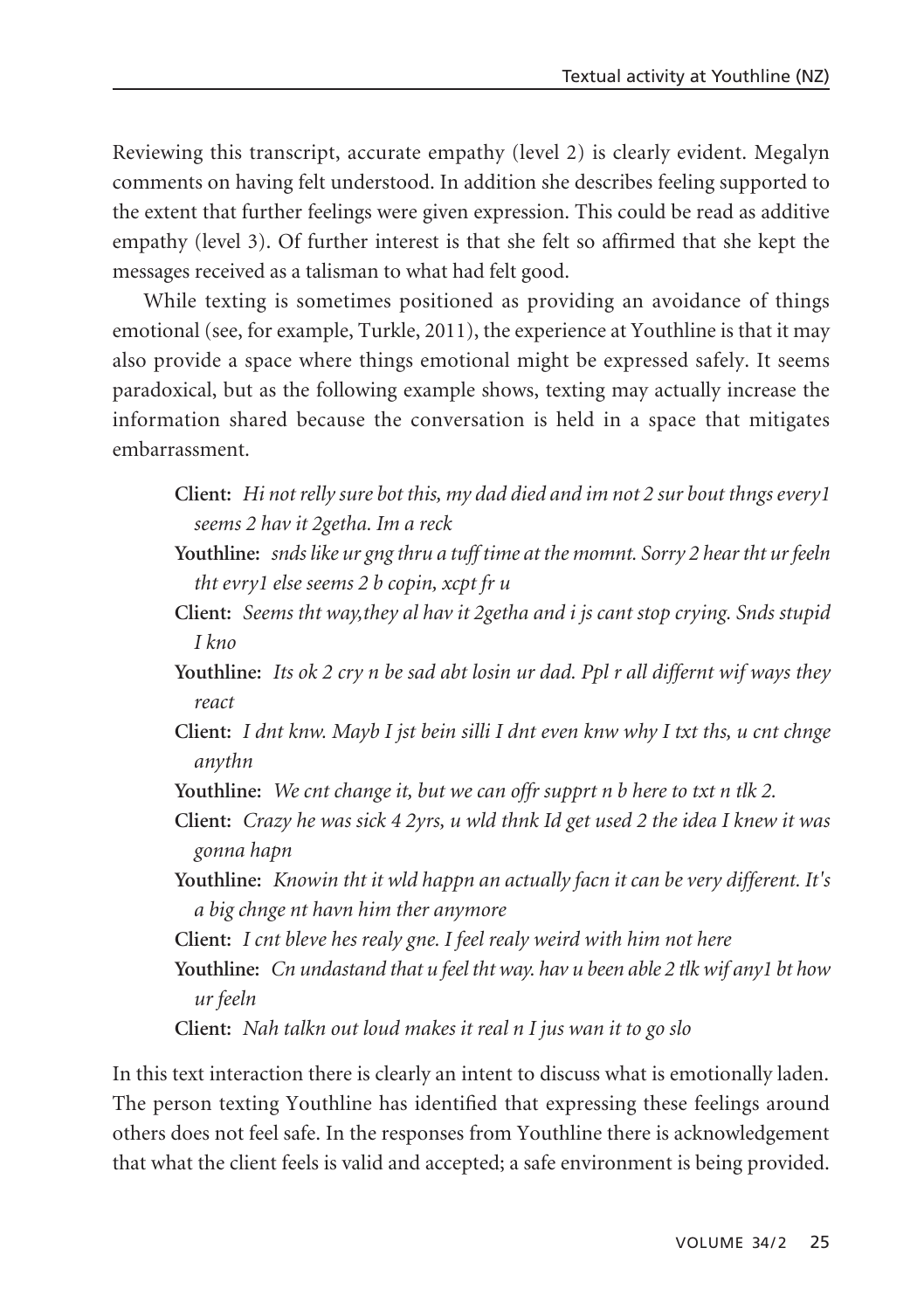Reviewing this transcript, accurate empathy (level 2) is clearly evident. Megalyn comments on having felt understood. In addition she describes feeling supported to the extent that further feelings were given expression. This could be read as additive empathy (level 3). Of further interest is that she felt so affirmed that she kept the messages received as a talisman to what had felt good.

While texting is sometimes positioned as providing an avoidance of things emotional (see, for example, Turkle, 2011), the experience at Youthline is that it may also provide a space where things emotional might be expressed safely. It seems paradoxical, but as the following example shows, texting may actually increase the information shared because the conversation is held in a space that mitigates embarrassment.

> **Client:** *Hi not relly sure bot this, my dad died and im not 2 sur bout thngs every1 seems 2 hav it 2getha. Im a reck*
>
> **Youthline:** *snds like ur gng thru a tuff time at the momnt. Sorry 2 hear tht ur feeln tht evry1 else seems 2 b copin, xcpt fr u*
>
> **Client:** *Seems tht way,they al hav it 2getha and i js cant stop crying. Snds stupid I kno*
>
> **Youthline:** *Its ok 2 cry n be sad abt losin ur dad. Ppl r all differnt wif ways they react*
>
> **Client:** *I dnt knw. Mayb I jst bein silli I dnt even knw why I txt ths, u cnt chnge anythn*
>
> **Youthline:** *We cnt change it, but we can offr supprt n b here to txt n tlk 2.*
>
> **Client:** *Crazy he was sick 4 2yrs, u wld thnk Id get used 2 the idea I knew it was gonna hapn*
>
> **Youthline:** *Knowin tht it wld happn an actually facn it can be very different. It's a big chnge nt havn him ther anymore*
>
> **Client:** *I cnt bleve hes realy gne. I feel realy weird with him not here*
>
> **Youthline:** *Cn undastand that u feel tht way. hav u been able 2 tlk wif any1 bt how ur feeln*
>
> **Client:** *Nah talkn out loud makes it real n I jus wan it to go slo*

In this text interaction there is clearly an intent to discuss what is emotionally laden. The person texting Youthline has identified that expressing these feelings around others does not feel safe. In the responses from Youthline there is acknowledgement that what the client feels is valid and accepted; a safe environment is being provided.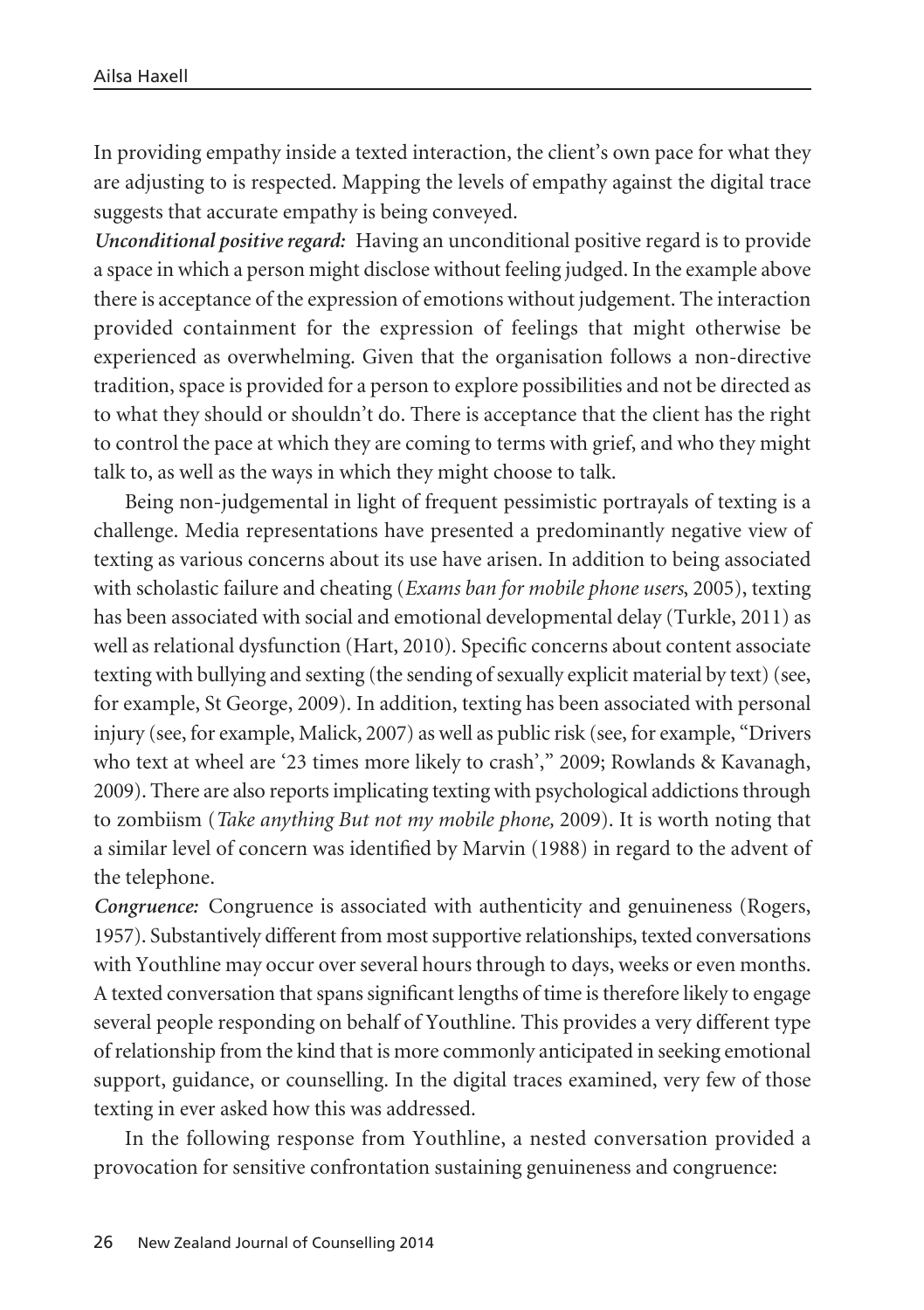In providing empathy inside a texted interaction, the client's own pace for what they are adjusting to is respected. Mapping the levels of empathy against the digital trace suggests that accurate empathy is being conveyed.

***Unconditional positive regard:*** Having an unconditional positive regard is to provide a space in which a person might disclose without feeling judged. In the example above there is acceptance of the expression of emotions without judgement. The interaction provided containment for the expression of feelings that might otherwise be experienced as overwhelming. Given that the organisation follows a non-directive tradition, space is provided for a person to explore possibilities and not be directed as to what they should or shouldn't do. There is acceptance that the client has the right to control the pace at which they are coming to terms with grief, and who they might talk to, as well as the ways in which they might choose to talk.

Being non-judgemental in light of frequent pessimistic portrayals of texting is a challenge. Media representations have presented a predominantly negative view of texting as various concerns about its use have arisen. In addition to being associated with scholastic failure and cheating (*Exams ban for mobile phone users*, 2005), texting has been associated with social and emotional developmental delay (Turkle, 2011) as well as relational dysfunction (Hart, 2010). Specific concerns about content associate texting with bullying and sexting (the sending of sexually explicit material by text) (see, for example, St George, 2009). In addition, texting has been associated with personal injury (see, for example, Malick, 2007) as well as public risk (see, for example, "Drivers who text at wheel are '23 times more likely to crash'," 2009; Rowlands & Kavanagh, 2009). There are also reports implicating texting with psychological addictions through to zombiism (*Take anything But not my mobile phone,* 2009). It is worth noting that a similar level of concern was identified by Marvin (1988) in regard to the advent of the telephone.

***Congruence:*** Congruence is associated with authenticity and genuineness (Rogers, 1957). Substantively different from most supportive relationships, texted conversations with Youthline may occur over several hours through to days, weeks or even months. A texted conversation that spans significant lengths of time is therefore likely to engage several people responding on behalf of Youthline. This provides a very different type of relationship from the kind that is more commonly anticipated in seeking emotional support, guidance, or counselling. In the digital traces examined, very few of those texting in ever asked how this was addressed.

In the following response from Youthline, a nested conversation provided a provocation for sensitive confrontation sustaining genuineness and congruence: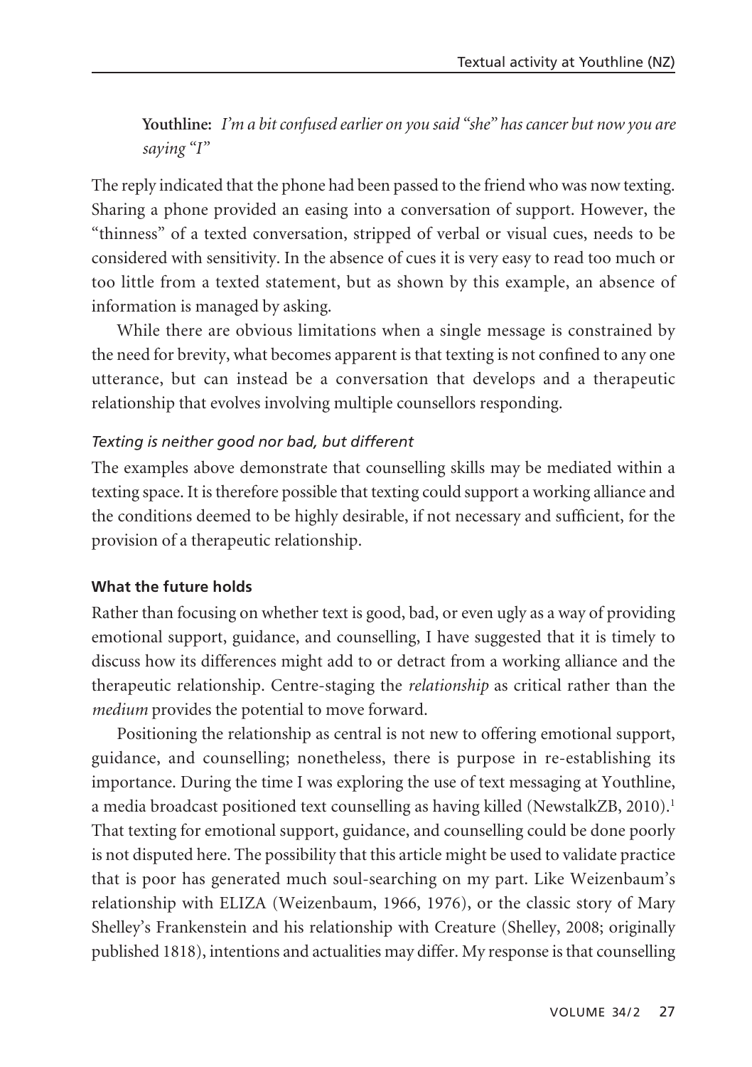**Youthline:** *I'm a bit confused earlier on you said "she" has cancer but now you are saying "I"*

The reply indicated that the phone had been passed to the friend who was now texting. Sharing a phone provided an easing into a conversation of support. However, the "thinness" of a texted conversation, stripped of verbal or visual cues, needs to be considered with sensitivity. In the absence of cues it is very easy to read too much or too little from a texted statement, but as shown by this example, an absence of information is managed by asking.

While there are obvious limitations when a single message is constrained by the need for brevity, what becomes apparent is that texting is not confined to any one utterance, but can instead be a conversation that develops and a therapeutic relationship that evolves involving multiple counsellors responding.

### *Texting is neither good nor bad, but different*

The examples above demonstrate that counselling skills may be mediated within a texting space. It is therefore possible that texting could support a working alliance and the conditions deemed to be highly desirable, if not necessary and sufficient, for the provision of a therapeutic relationship.

## What the future holds

Rather than focusing on whether text is good, bad, or even ugly as a way of providing emotional support, guidance, and counselling, I have suggested that it is timely to discuss how its differences might add to or detract from a working alliance and the therapeutic relationship. Centre-staging the *relationship* as critical rather than the *medium* provides the potential to move forward.

Positioning the relationship as central is not new to offering emotional support, guidance, and counselling; nonetheless, there is purpose in re-establishing its importance. During the time I was exploring the use of text messaging at Youthline, a media broadcast positioned text counselling as having killed (NewstalkZB, 2010).[1] That texting for emotional support, guidance, and counselling could be done poorly is not disputed here. The possibility that this article might be used to validate practice that is poor has generated much soul-searching on my part. Like Weizenbaum's relationship with ELIZA (Weizenbaum, 1966, 1976), or the classic story of Mary Shelley's Frankenstein and his relationship with Creature (Shelley, 2008; originally published 1818), intentions and actualities may differ. My response is that counselling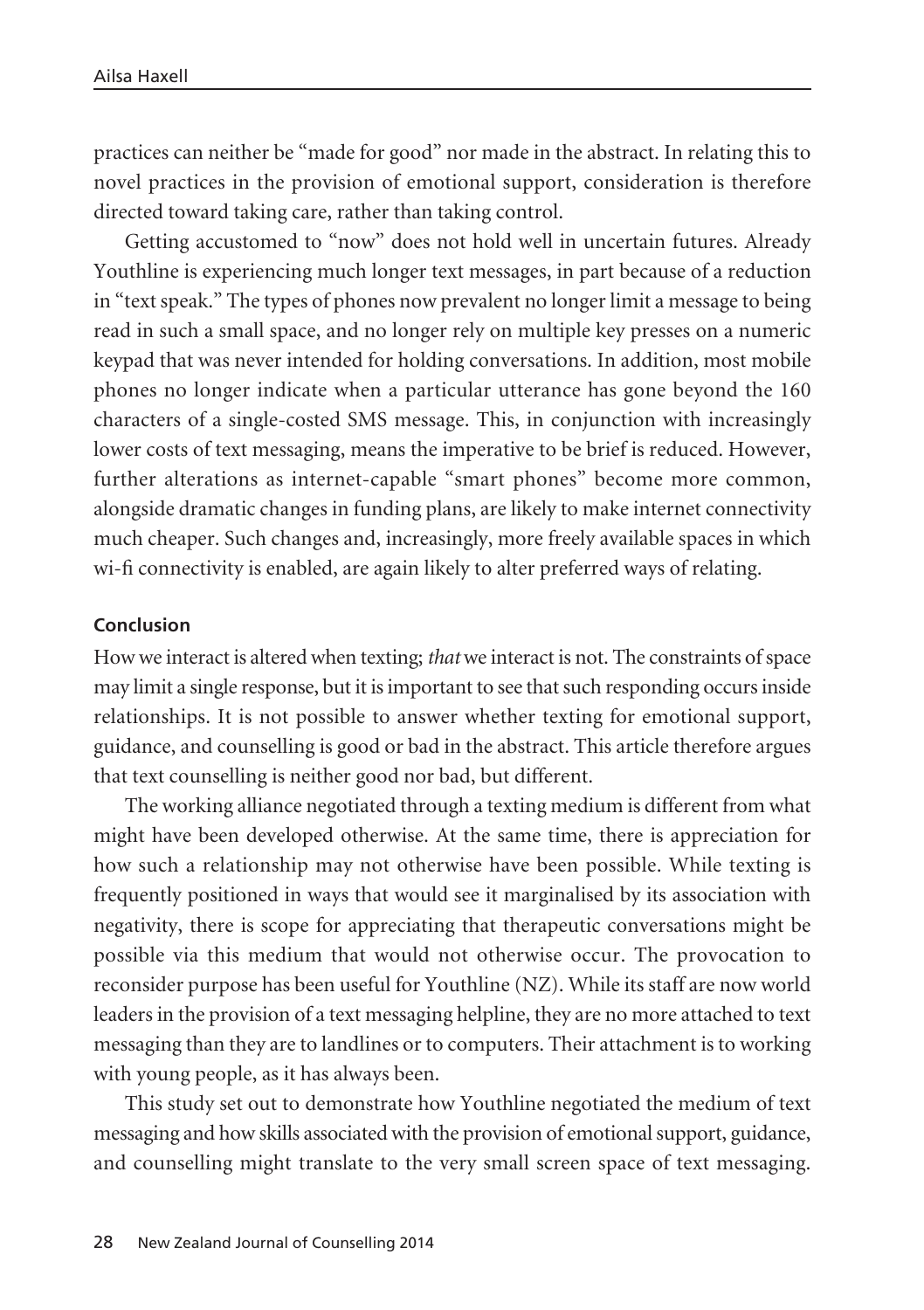practices can neither be "made for good" nor made in the abstract. In relating this to novel practices in the provision of emotional support, consideration is therefore directed toward taking care, rather than taking control.

Getting accustomed to "now" does not hold well in uncertain futures. Already Youthline is experiencing much longer text messages, in part because of a reduction in "text speak." The types of phones now prevalent no longer limit a message to being read in such a small space, and no longer rely on multiple key presses on a numeric keypad that was never intended for holding conversations. In addition, most mobile phones no longer indicate when a particular utterance has gone beyond the 160 characters of a single-costed SMS message. This, in conjunction with increasingly lower costs of text messaging, means the imperative to be brief is reduced. However, further alterations as internet-capable "smart phones" become more common, alongside dramatic changes in funding plans, are likely to make internet connectivity much cheaper. Such changes and, increasingly, more freely available spaces in which wi-fi connectivity is enabled, are again likely to alter preferred ways of relating.

### Conclusion

How we interact is altered when texting; *that* we interact is not. The constraints of space may limit a single response, but it is important to see that such responding occurs inside relationships. It is not possible to answer whether texting for emotional support, guidance, and counselling is good or bad in the abstract. This article therefore argues that text counselling is neither good nor bad, but different.

The working alliance negotiated through a texting medium is different from what might have been developed otherwise. At the same time, there is appreciation for how such a relationship may not otherwise have been possible. While texting is frequently positioned in ways that would see it marginalised by its association with negativity, there is scope for appreciating that therapeutic conversations might be possible via this medium that would not otherwise occur. The provocation to reconsider purpose has been useful for Youthline (NZ). While its staff are now world leaders in the provision of a text messaging helpline, they are no more attached to text messaging than they are to landlines or to computers. Their attachment is to working with young people, as it has always been.

This study set out to demonstrate how Youthline negotiated the medium of text messaging and how skills associated with the provision of emotional support, guidance, and counselling might translate to the very small screen space of text messaging.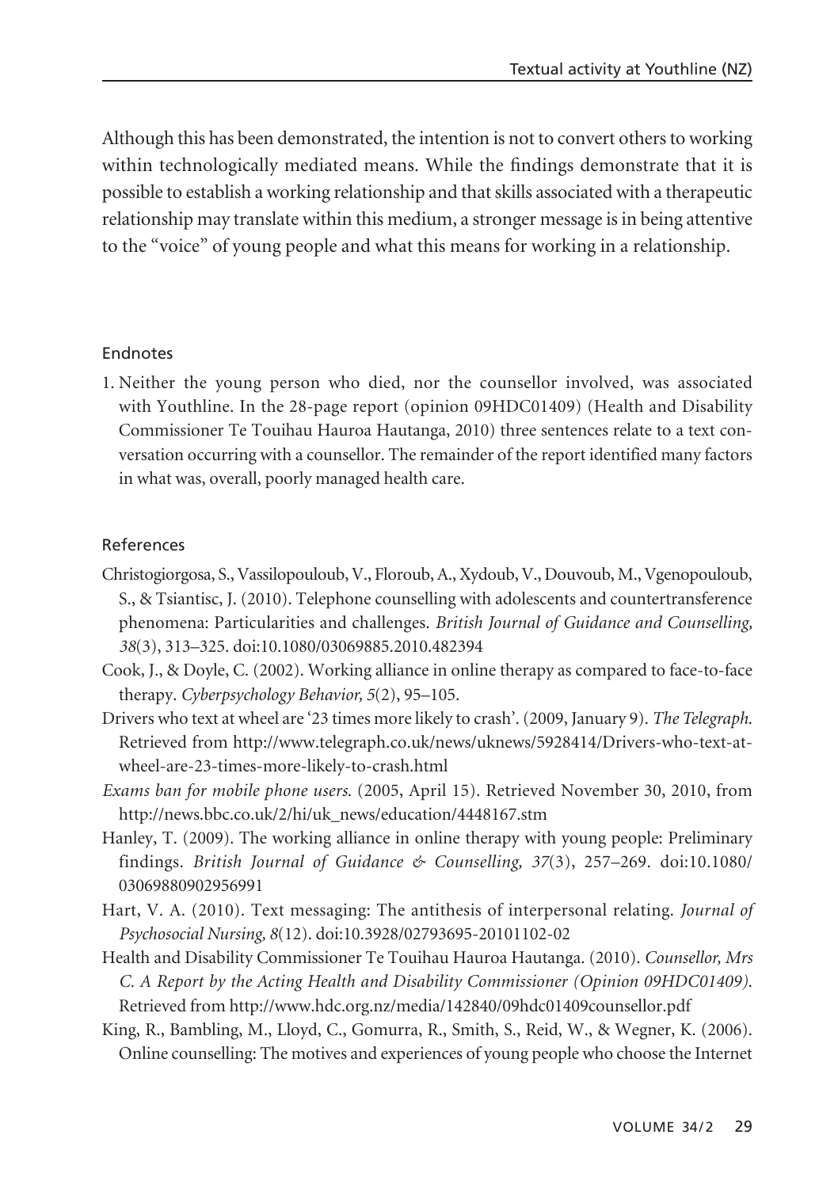Although this has been demonstrated, the intention is not to convert others to working within technologically mediated means. While the findings demonstrate that it is possible to establish a working relationship and that skills associated with a therapeutic relationship may translate within this medium, a stronger message is in being attentive to the "voice" of young people and what this means for working in a relationship.

## Endnotes

1. Neither the young person who died, nor the counsellor involved, was associated with Youthline. In the 28-page report (opinion 09HDC01409) (Health and Disability Commissioner Te Touihau Hauroa Hautanga, 2010) three sentences relate to a text conversation occurring with a counsellor. The remainder of the report identified many factors in what was, overall, poorly managed health care.

## References

Christogiorgosa, S., Vassilopouloub, V., Floroub, A., Xydoub, V., Douvoub, M., Vgenopouloub, S., & Tsiantisc, J. (2010). Telephone counselling with adolescents and countertransference phenomena: Particularities and challenges. *British Journal of Guidance and Counselling, 38*(3), 313–325. doi:10.1080/03069885.2010.482394

Cook, J., & Doyle, C. (2002). Working alliance in online therapy as compared to face-to-face therapy. *Cyberpsychology Behavior, 5*(2), 95–105.

Drivers who text at wheel are '23 times more likely to crash'. (2009, January 9). *The Telegraph*. Retrieved from http://www.telegraph.co.uk/news/uknews/5928414/Drivers-who-text-at-wheel-are-23-times-more-likely-to-crash.html

*Exams ban for mobile phone users*. (2005, April 15). Retrieved November 30, 2010, from http://news.bbc.co.uk/2/hi/uk_news/education/4448167.stm

Hanley, T. (2009). The working alliance in online therapy with young people: Preliminary findings. *British Journal of Guidance & Counselling, 37*(3), 257–269. doi:10.1080/03069880902956991

Hart, V. A. (2010). Text messaging: The antithesis of interpersonal relating. *Journal of Psychosocial Nursing, 8*(12). doi:10.3928/02793695-20101102-02

Health and Disability Commissioner Te Touihau Hauroa Hautanga. (2010). *Counsellor, Mrs C. A Report by the Acting Health and Disability Commissioner (Opinion 09HDC01409)*. Retrieved from http://www.hdc.org.nz/media/142840/09hdc01409counsellor.pdf

King, R., Bambling, M., Lloyd, C., Gomurra, R., Smith, S., Reid, W., & Wegner, K. (2006). Online counselling: The motives and experiences of young people who choose the Internet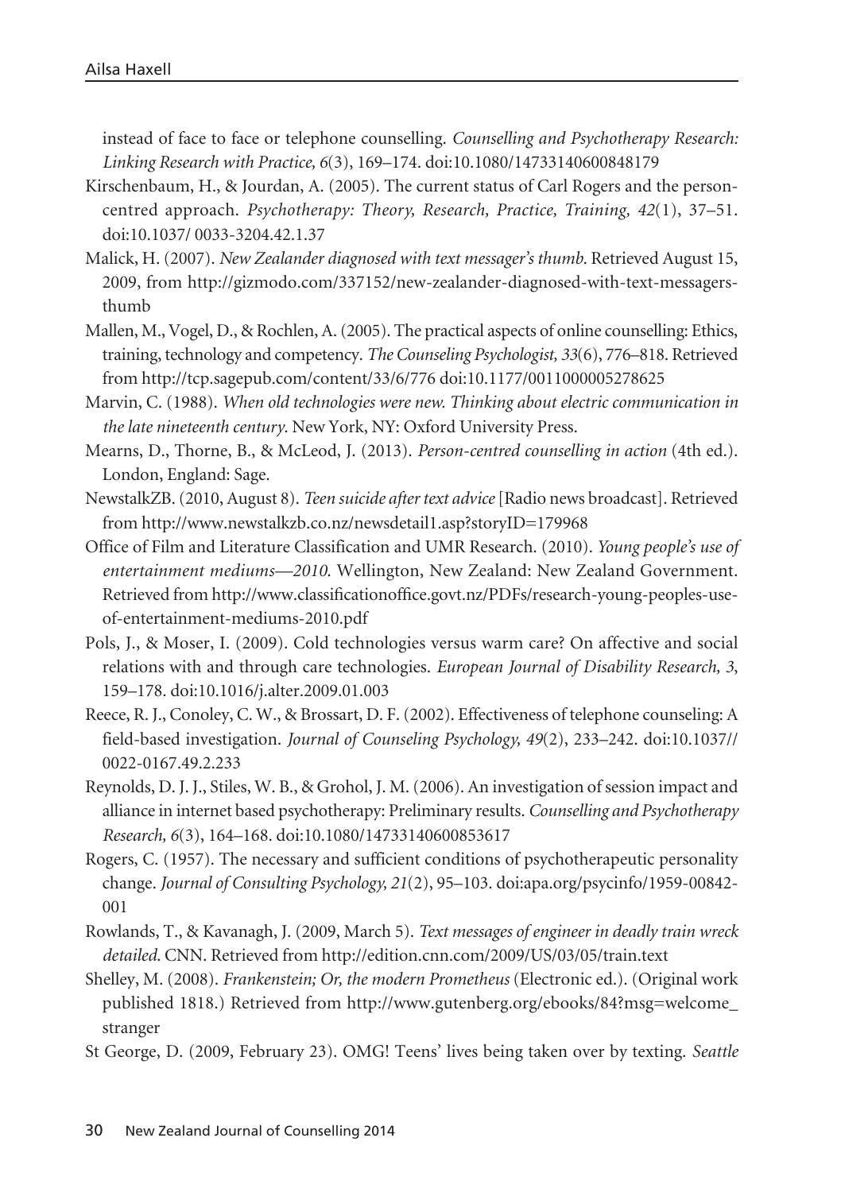instead of face to face or telephone counselling. *Counselling and Psychotherapy Research: Linking Research with Practice, 6*(3), 169–174. doi:10.1080/14733140600848179

Kirschenbaum, H., & Jourdan, A. (2005). The current status of Carl Rogers and the person-centred approach. *Psychotherapy: Theory, Research, Practice, Training, 42*(1), 37–51. doi:10.1037/ 0033-3204.42.1.37

Malick, H. (2007). *New Zealander diagnosed with text messager's thumb*. Retrieved August 15, 2009, from http://gizmodo.com/337152/new-zealander-diagnosed-with-text-messagers-thumb

Mallen, M., Vogel, D., & Rochlen, A. (2005). The practical aspects of online counselling: Ethics, training, technology and competency. *The Counseling Psychologist, 33*(6), 776–818. Retrieved from http://tcp.sagepub.com/content/33/6/776 doi:10.1177/0011000005278625

Marvin, C. (1988). *When old technologies were new. Thinking about electric communication in the late nineteenth century*. New York, NY: Oxford University Press.

Mearns, D., Thorne, B., & McLeod, J. (2013). *Person-centred counselling in action* (4th ed.). London, England: Sage.

NewstalkZB. (2010, August 8). *Teen suicide after text advice* [Radio news broadcast]. Retrieved from http://www.newstalkzb.co.nz/newsdetail1.asp?storyID=179968

Office of Film and Literature Classification and UMR Research. (2010). *Young people's use of entertainment mediums—2010*. Wellington, New Zealand: New Zealand Government. Retrieved from http://www.classificationoffice.govt.nz/PDFs/research-young-peoples-use-of-entertainment-mediums-2010.pdf

Pols, J., & Moser, I. (2009). Cold technologies versus warm care? On affective and social relations with and through care technologies. *European Journal of Disability Research, 3*, 159–178. doi:10.1016/j.alter.2009.01.003

Reece, R. J., Conoley, C. W., & Brossart, D. F. (2002). Effectiveness of telephone counseling: A field-based investigation. *Journal of Counseling Psychology, 49*(2), 233–242. doi:10.1037// 0022-0167.49.2.233

Reynolds, D. J. J., Stiles, W. B., & Grohol, J. M. (2006). An investigation of session impact and alliance in internet based psychotherapy: Preliminary results. *Counselling and Psychotherapy Research, 6*(3), 164–168. doi:10.1080/14733140600853617

Rogers, C. (1957). The necessary and sufficient conditions of psychotherapeutic personality change. *Journal of Consulting Psychology, 21*(2), 95–103. doi:apa.org/psycinfo/1959-00842-001

Rowlands, T., & Kavanagh, J. (2009, March 5). *Text messages of engineer in deadly train wreck detailed*. CNN. Retrieved from http://edition.cnn.com/2009/US/03/05/train.text

Shelley, M. (2008). *Frankenstein; Or, the modern Prometheus* (Electronic ed.). (Original work published 1818.) Retrieved from http://www.gutenberg.org/ebooks/84?msg=welcome_stranger

St George, D. (2009, February 23). OMG! Teens' lives being taken over by texting. *Seattle*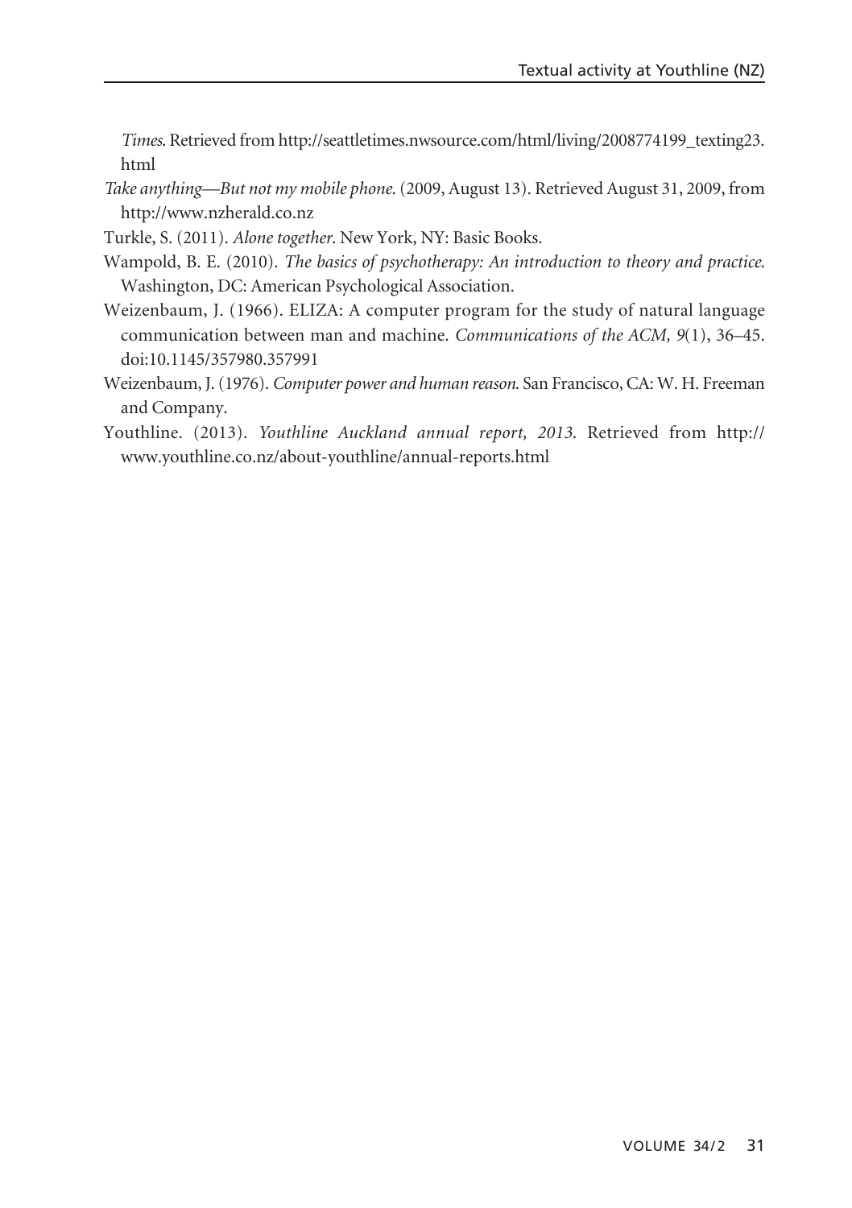*Times*. Retrieved from http://seattletimes.nwsource.com/html/living/2008774199_texting23.html

*Take anything—But not my mobile phone*. (2009, August 13). Retrieved August 31, 2009, from http://www.nzherald.co.nz

Turkle, S. (2011). *Alone together*. New York, NY: Basic Books.

Wampold, B. E. (2010). *The basics of psychotherapy: An introduction to theory and practice*. Washington, DC: American Psychological Association.

Weizenbaum, J. (1966). ELIZA: A computer program for the study of natural language communication between man and machine. *Communications of the ACM, 9*(1), 36–45. doi:10.1145/357980.357991

Weizenbaum, J. (1976). *Computer power and human reason*. San Francisco, CA: W. H. Freeman and Company.

Youthline. (2013). *Youthline Auckland annual report, 2013*. Retrieved from http://www.youthline.co.nz/about-youthline/annual-reports.html